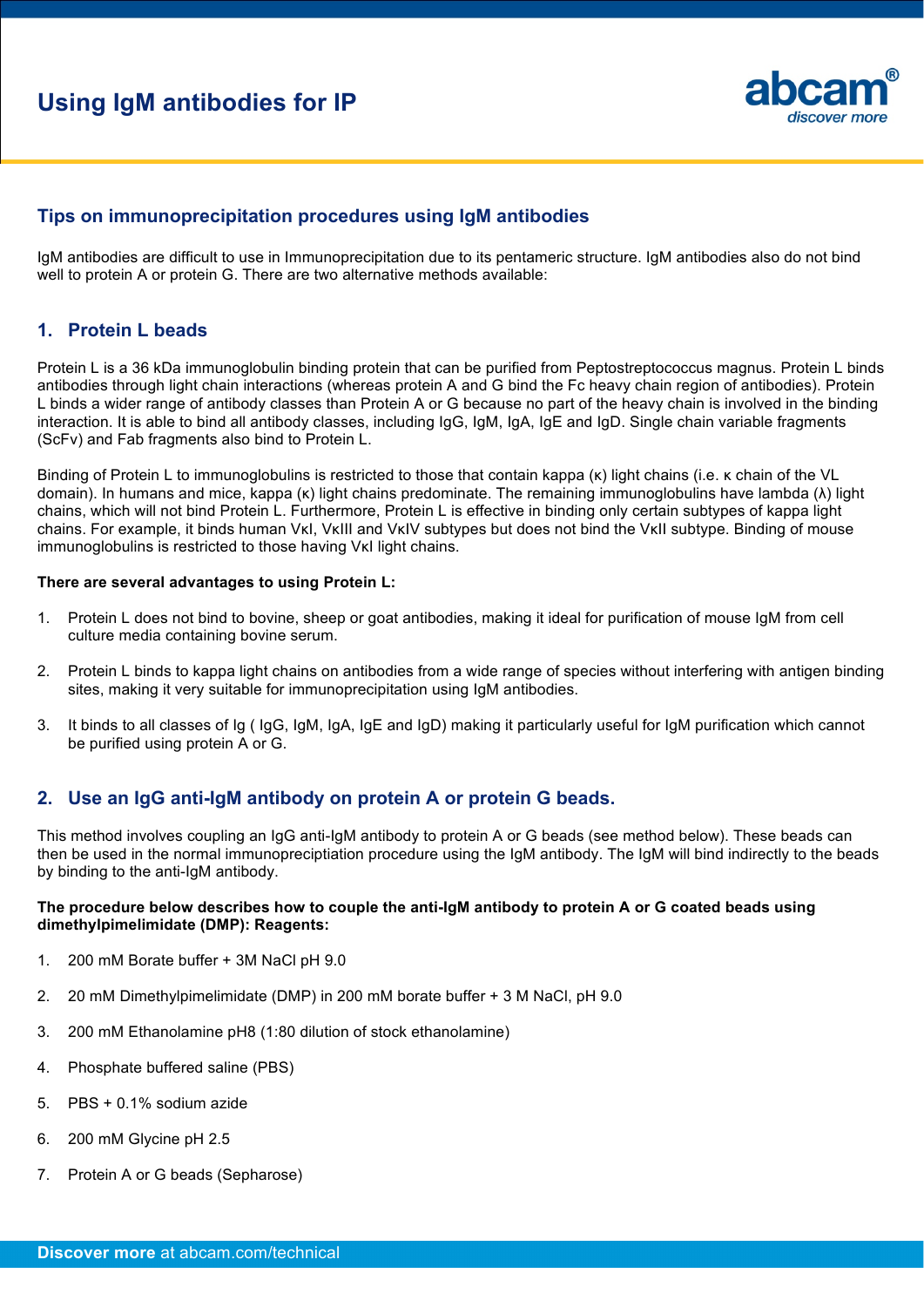# Using IgM antibodies for IP

## Tips on immunoprecipitation procedures using IgM antibodies

IgM antibodies are difficult to use in Immunoprecipitation due to its pentameric structure. IgM antibodies also do not bind well to protein A or protein G. There are two alternative methods available:

## 1. Protein L beads

Protein L is a 36 kDa immunoglobulin binding protein that can be purified from Peptostreptococcus magnus. Protein L binds antibodies through light chain interactions (whereas protein A and G bind the Fc heavy chain region of antibodies). Protein L binds a wider range of antibody classes than Protein A or G because no part of the heavy chain is involved in the binding interaction. It is able to bind all antibody classes, including IgG, IgM, IgA, IgE and IgD. Single chain variable fragments (ScFv) and Fab fragments also bind to Protein L.

Binding of Protein L to immunoglobulins is restricted to those that contain kappa (κ) light chains (i.e. κ chain of the VL domain). In humans and mice, kappa (κ) light chains predominate. The remaining immunoglobulins have lambda (λ) light chains, which will not bind Protein L. Furthermore, Protein L is effective in binding only certain subtypes of kappa light chains. For example, it binds human VκI, VκIII and VκIV subtypes but does not bind the VκII subtype. Binding of mouse immunoglobulins is restricted to those having VκI light chains.

**There are several advantages to using Protein L:**

1. Protein L does not bind to bovine, sheep or goat antibodies, making it ideal for purification of mouse IgM from cell culture media containing bovine serum.
2. Protein L binds to kappa light chains on antibodies from a wide range of species without interfering with antigen binding sites, making it very suitable for immunoprecipitation using IgM antibodies.
3. It binds to all classes of Ig ( IgG, IgM, IgA, IgE and IgD) making it particularly useful for IgM purification which cannot be purified using protein A or G.

## 2. Use an IgG anti-IgM antibody on protein A or protein G beads.

This method involves coupling an IgG anti-IgM antibody to protein A or G beads (see method below). These beads can then be used in the normal immunopreciptiation procedure using the IgM antibody. The IgM will bind indirectly to the beads by binding to the anti-IgM antibody.

**The procedure below describes how to couple the anti-IgM antibody to protein A or G coated beads using dimethylpimelimidate (DMP): Reagents:**

1. 200 mM Borate buffer + 3M NaCl pH 9.0
2. 20 mM Dimethylpimelimidate (DMP) in 200 mM borate buffer + 3 M NaCl, pH 9.0
3. 200 mM Ethanolamine pH8 (1:80 dilution of stock ethanolamine)
4. Phosphate buffered saline (PBS)
5. PBS + 0.1% sodium azide
6. 200 mM Glycine pH 2.5
7. Protein A or G beads (Sepharose)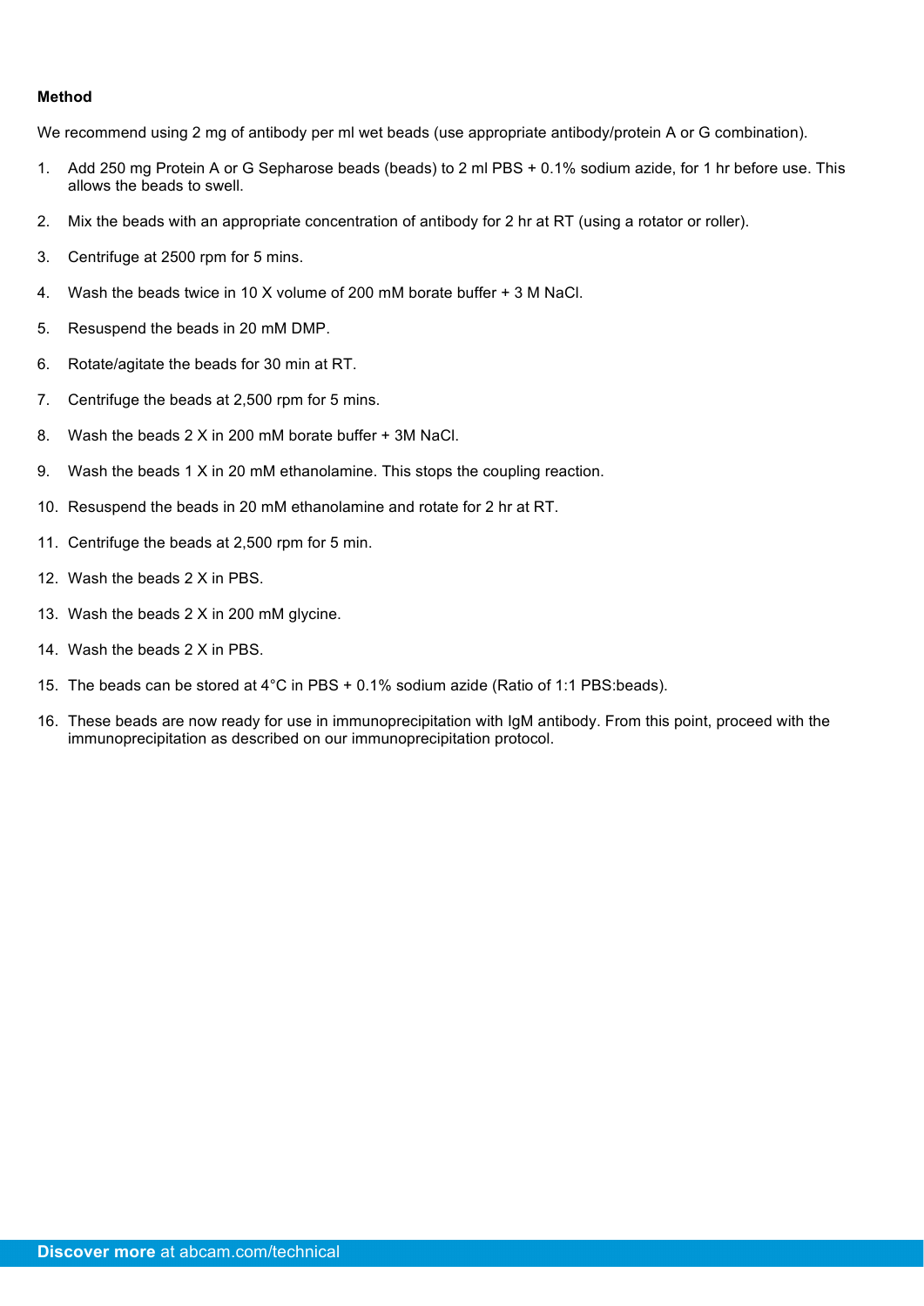**Method**

We recommend using 2 mg of antibody per ml wet beads (use appropriate antibody/protein A or G combination).

1. Add 250 mg Protein A or G Sepharose beads (beads) to 2 ml PBS + 0.1% sodium azide, for 1 hr before use. This allows the beads to swell.
2. Mix the beads with an appropriate concentration of antibody for 2 hr at RT (using a rotator or roller).
3. Centrifuge at 2500 rpm for 5 mins.
4. Wash the beads twice in 10 X volume of 200 mM borate buffer + 3 M NaCl.
5. Resuspend the beads in 20 mM DMP.
6. Rotate/agitate the beads for 30 min at RT.
7. Centrifuge the beads at 2,500 rpm for 5 mins.
8. Wash the beads 2 X in 200 mM borate buffer + 3M NaCl.
9. Wash the beads 1 X in 20 mM ethanolamine. This stops the coupling reaction.
10. Resuspend the beads in 20 mM ethanolamine and rotate for 2 hr at RT.
11. Centrifuge the beads at 2,500 rpm for 5 min.
12. Wash the beads 2 X in PBS.
13. Wash the beads 2 X in 200 mM glycine.
14. Wash the beads 2 X in PBS.
15. The beads can be stored at 4°C in PBS + 0.1% sodium azide (Ratio of 1:1 PBS:beads).
16. These beads are now ready for use in immunoprecipitation with IgM antibody. From this point, proceed with the immunoprecipitation as described on our immunoprecipitation protocol.